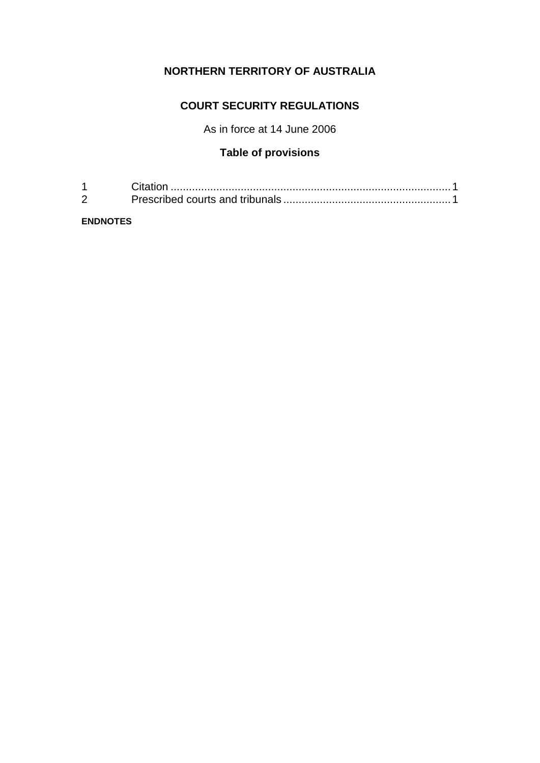**NORTHERN TERRITORY OF AUSTRALIA**

**COURT SECURITY REGULATIONS**

As in force at 14 June 2006

**Table of provisions**

| | | |
|---|---|---|
| 1 | Citation | 1 |
| 2 | Prescribed courts and tribunals | 1 |

**ENDNOTES**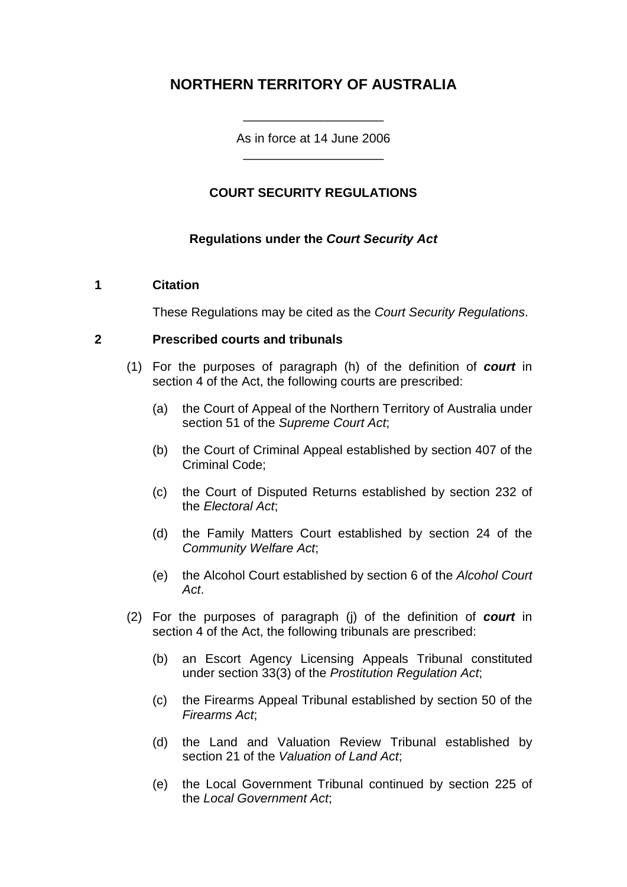# NORTHERN TERRITORY OF AUSTRALIA

As in force at 14 June 2006

## COURT SECURITY REGULATIONS

### Regulations under the *Court Security Act*

**1 Citation**

These Regulations may be cited as the *Court Security Regulations*.

**2 Prescribed courts and tribunals**

(1) For the purposes of paragraph (h) of the definition of ***court*** in section 4 of the Act, the following courts are prescribed:

(a) the Court of Appeal of the Northern Territory of Australia under section 51 of the *Supreme Court Act*;

(b) the Court of Criminal Appeal established by section 407 of the Criminal Code;

(c) the Court of Disputed Returns established by section 232 of the *Electoral Act*;

(d) the Family Matters Court established by section 24 of the *Community Welfare Act*;

(e) the Alcohol Court established by section 6 of the *Alcohol Court Act*.

(2) For the purposes of paragraph (j) of the definition of ***court*** in section 4 of the Act, the following tribunals are prescribed:

(b) an Escort Agency Licensing Appeals Tribunal constituted under section 33(3) of the *Prostitution Regulation Act*;

(c) the Firearms Appeal Tribunal established by section 50 of the *Firearms Act*;

(d) the Land and Valuation Review Tribunal established by section 21 of the *Valuation of Land Act*;

(e) the Local Government Tribunal continued by section 225 of the *Local Government Act*;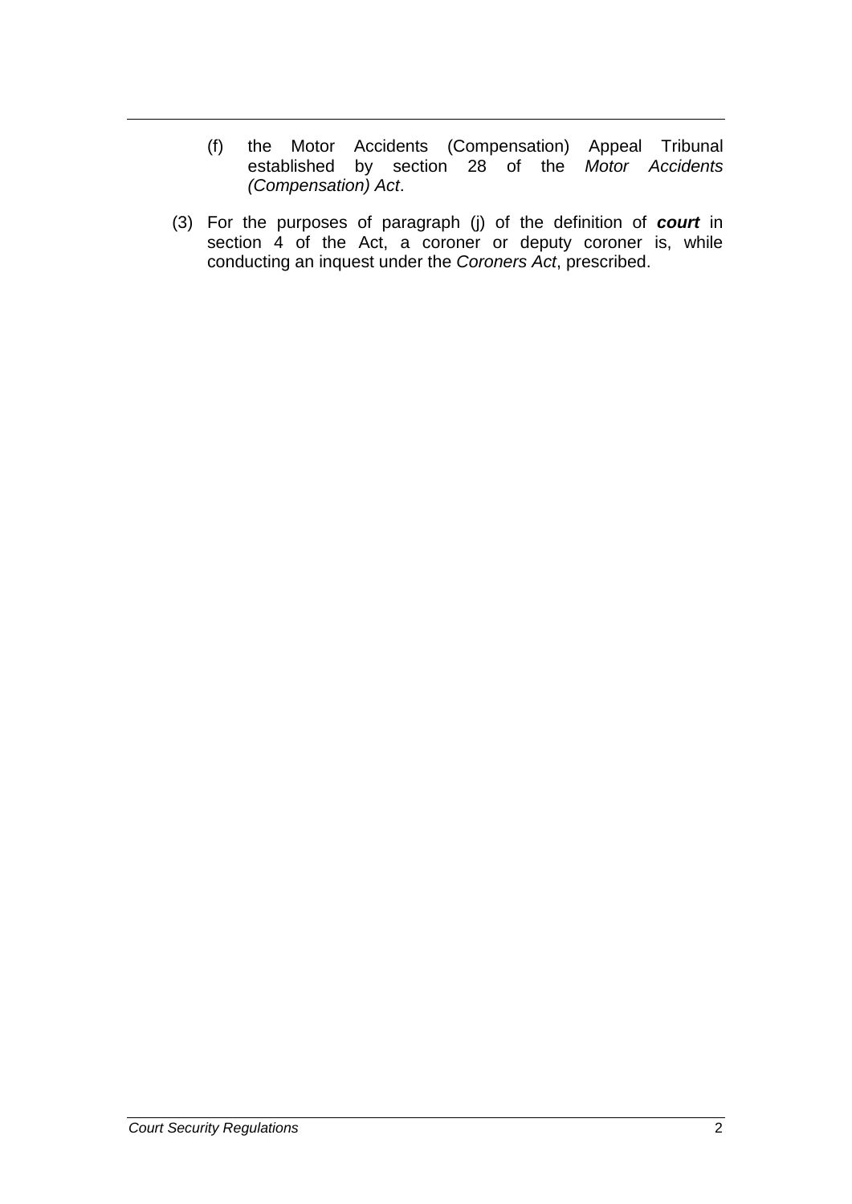(f) the Motor Accidents (Compensation) Appeal Tribunal established by section 28 of the *Motor Accidents (Compensation) Act*.

(3) For the purposes of paragraph (j) of the definition of ***court*** in section 4 of the Act, a coroner or deputy coroner is, while conducting an inquest under the *Coroners Act*, prescribed.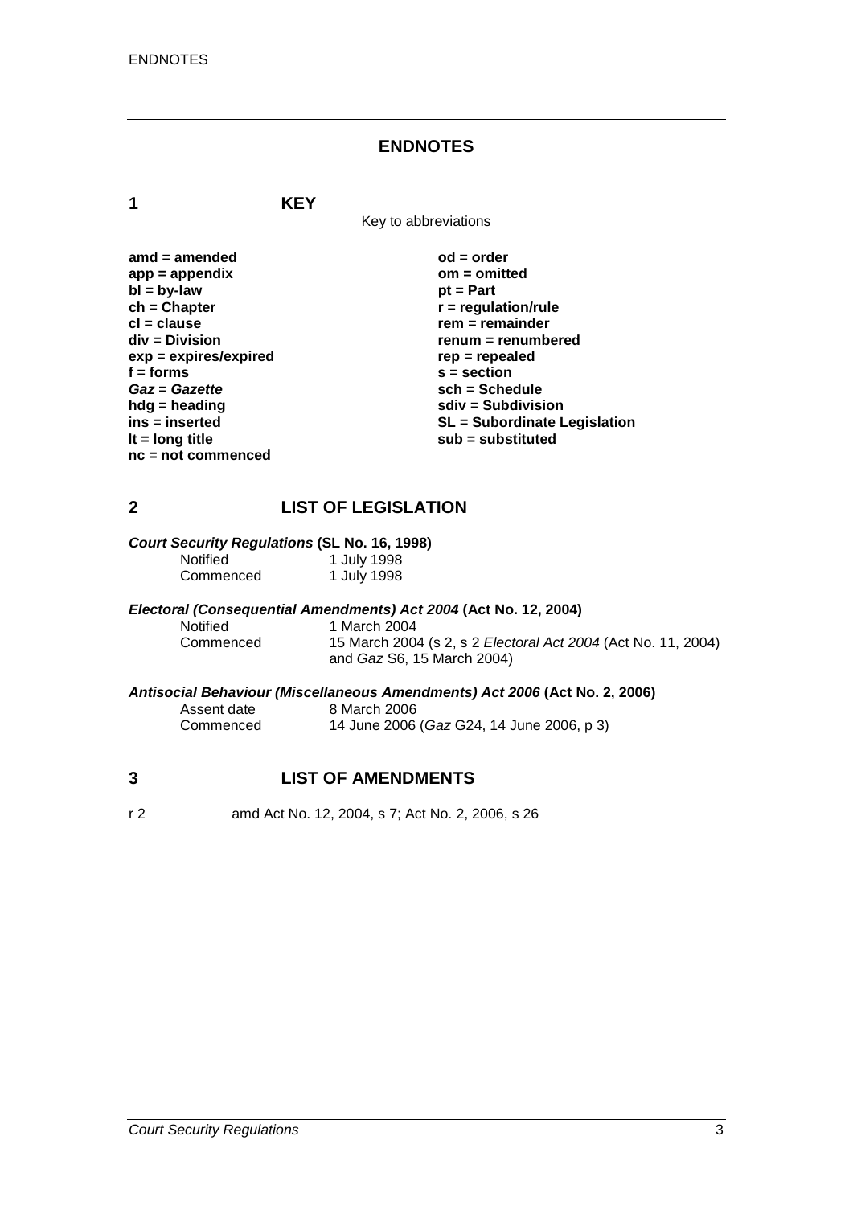## ENDNOTES

### 1 KEY

Key to abbreviations

| | |
|---|---|
| **amd = amended** | **od = order** |
| **app = appendix** | **om = omitted** |
| **bl = by-law** | **pt = Part** |
| **ch = Chapter** | **r = regulation/rule** |
| **cl = clause** | **rem = remainder** |
| **div = Division** | **renum = renumbered** |
| **exp = expires/expired** | **rep = repealed** |
| **f = forms** | **s = section** |
| ***Gaz* = *Gazette*** | **sch = Schedule** |
| **hdg = heading** | **sdiv = Subdivision** |
| **ins = inserted** | **SL = Subordinate Legislation** |
| **lt = long title** | **sub = substituted** |
| **nc = not commenced** | |

### 2 LIST OF LEGISLATION

***Court Security Regulations* (SL No. 16, 1998)**

| | |
|---|---|
| Notified | 1 July 1998 |
| Commenced | 1 July 1998 |

***Electoral (Consequential Amendments) Act 2004* (Act No. 12, 2004)**

| | |
|---|---|
| Notified | 1 March 2004 |
| Commenced | 15 March 2004 (s 2, s 2 *Electoral Act 2004* (Act No. 11, 2004) and *Gaz* S6, 15 March 2004) |

***Antisocial Behaviour (Miscellaneous Amendments) Act 2006* (Act No. 2, 2006)**

| | |
|---|---|
| Assent date | 8 March 2006 |
| Commenced | 14 June 2006 (*Gaz* G24, 14 June 2006, p 3) |

### 3 LIST OF AMENDMENTS

r 2 amd Act No. 12, 2004, s 7; Act No. 2, 2006, s 26